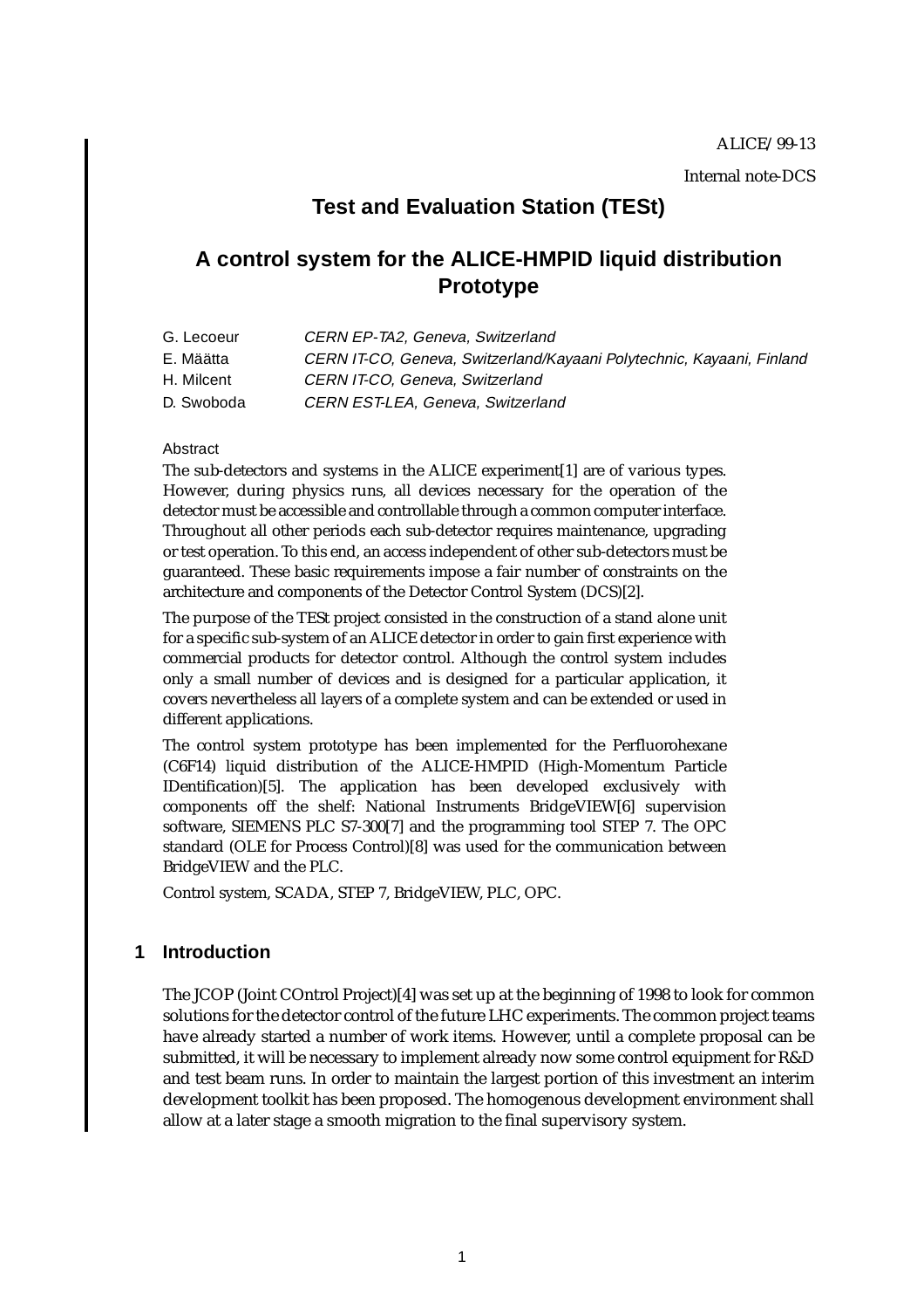ALICE/99-13

Internal note-DCS

# Test and Evaluation Station (TESt)

# A control system for the ALICE-HMPID liquid distribution Prototype

| | |
|---|---|
| G. Lecoeur | *CERN EP-TA2, Geneva, Switzerland* |
| E. Määtta | *CERN IT-CO, Geneva, Switzerland/Kayaani Polytechnic, Kayaani, Finland* |
| H. Milcent | *CERN IT-CO, Geneva, Switzerland* |
| D. Swoboda | *CERN EST-LEA, Geneva, Switzerland* |

Abstract

The sub-detectors and systems in the ALICE experiment[1] are of various types. However, during physics runs, all devices necessary for the operation of the detector must be accessible and controllable through a common computer interface. Throughout all other periods each sub-detector requires maintenance, upgrading or test operation. To this end, an access independent of other sub-detectors must be guaranteed. These basic requirements impose a fair number of constraints on the architecture and components of the Detector Control System (DCS)[2].

The purpose of the TESt project consisted in the construction of a stand alone unit for a specific sub-system of an ALICE detector in order to gain first experience with commercial products for detector control. Although the control system includes only a small number of devices and is designed for a particular application, it covers nevertheless all layers of a complete system and can be extended or used in different applications.

The control system prototype has been implemented for the Perfluorohexane (C6F14) liquid distribution of the ALICE-HMPID (High-Momentum Particle IDentification)[5]. The application has been developed exclusively with components off the shelf: National Instruments BridgeVIEW[6] supervision software, SIEMENS PLC S7-300[7] and the programming tool STEP 7. The OPC standard (OLE for Process Control)[8] was used for the communication between BridgeVIEW and the PLC.

Control system, SCADA, STEP 7, BridgeVIEW, PLC, OPC.

## 1 Introduction

The JCOP (Joint COntrol Project)[4] was set up at the beginning of 1998 to look for common solutions for the detector control of the future LHC experiments. The common project teams have already started a number of work items. However, until a complete proposal can be submitted, it will be necessary to implement already now some control equipment for R&D and test beam runs. In order to maintain the largest portion of this investment an interim development toolkit has been proposed. The homogenous development environment shall allow at a later stage a smooth migration to the final supervisory system.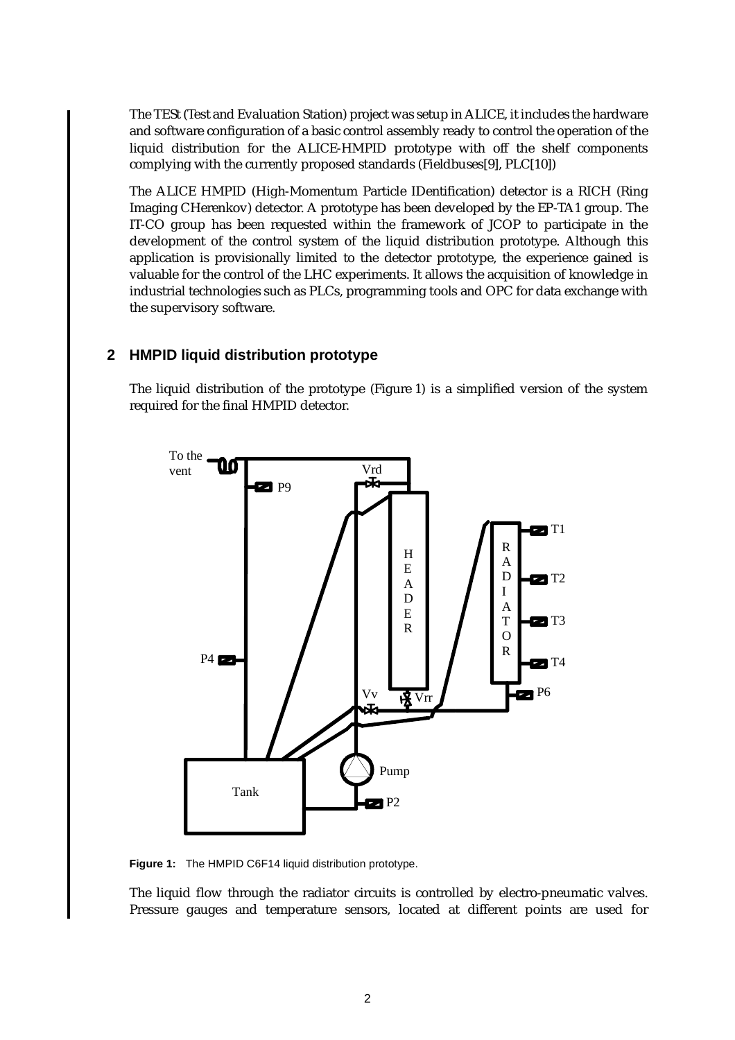The TESt (Test and Evaluation Station) project was setup in ALICE, it includes the hardware and software configuration of a basic control assembly ready to control the operation of the liquid distribution for the ALICE-HMPID prototype with off the shelf components complying with the currently proposed standards (Fieldbuses[9], PLC[10])

The ALICE HMPID (High-Momentum Particle IDentification) detector is a RICH (Ring Imaging CHerenkov) detector. A prototype has been developed by the EP-TA1 group. The IT-CO group has been requested within the framework of JCOP to participate in the development of the control system of the liquid distribution prototype. Although this application is provisionally limited to the detector prototype, the experience gained is valuable for the control of the LHC experiments. It allows the acquisition of knowledge in industrial technologies such as PLCs, programming tools and OPC for data exchange with the supervisory software.

## 2 HMPID liquid distribution prototype

The liquid distribution of the prototype (Figure 1) is a simplified version of the system required for the final HMPID detector.

**Figure 1:** The HMPID C6F14 liquid distribution prototype.

The liquid flow through the radiator circuits is controlled by electro-pneumatic valves. Pressure gauges and temperature sensors, located at different points are used for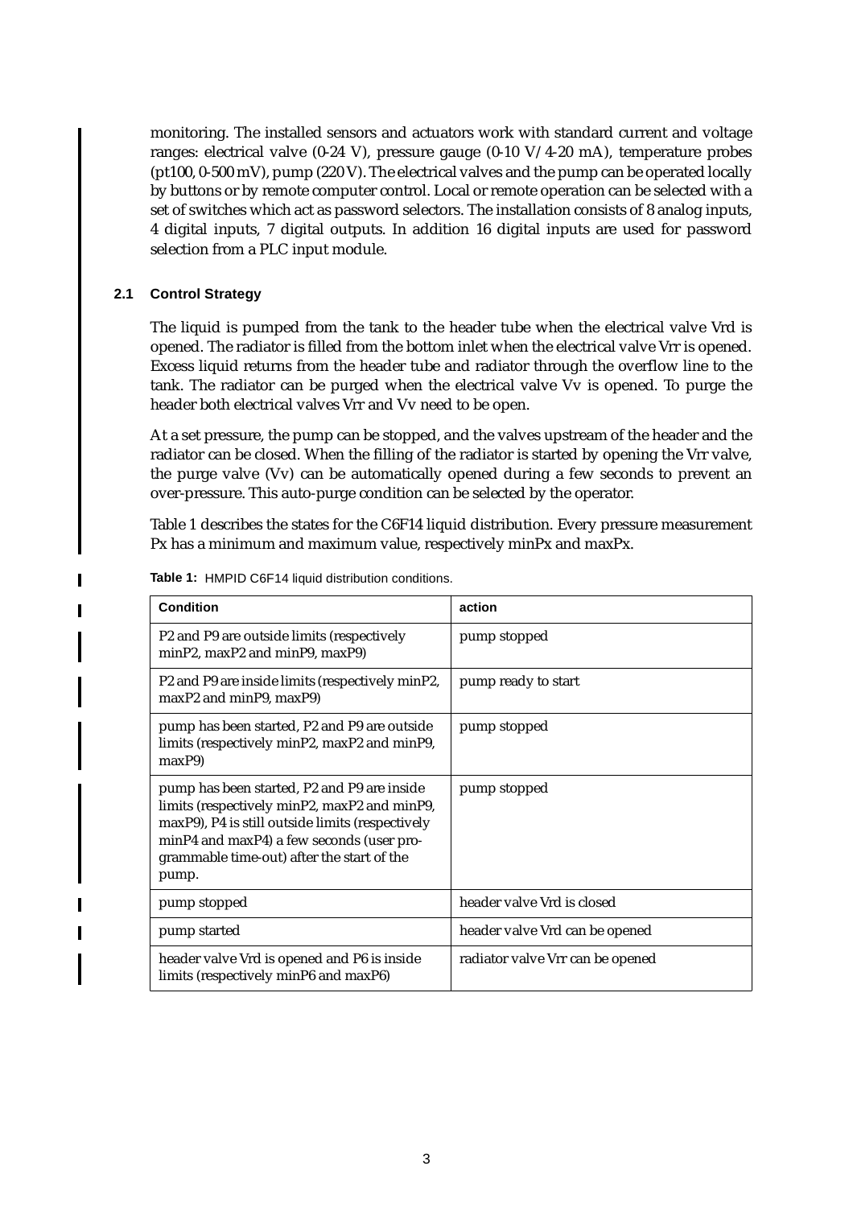monitoring. The installed sensors and actuators work with standard current and voltage ranges: electrical valve (0-24 V), pressure gauge (0-10 V/4-20 mA), temperature probes (pt100, 0-500 mV), pump (220 V). The electrical valves and the pump can be operated locally by buttons or by remote computer control. Local or remote operation can be selected with a set of switches which act as password selectors. The installation consists of 8 analog inputs, 4 digital inputs, 7 digital outputs. In addition 16 digital inputs are used for password selection from a PLC input module.

### 2.1 Control Strategy

The liquid is pumped from the tank to the header tube when the electrical valve Vrd is opened. The radiator is filled from the bottom inlet when the electrical valve Vrr is opened. Excess liquid returns from the header tube and radiator through the overflow line to the tank. The radiator can be purged when the electrical valve Vv is opened. To purge the header both electrical valves Vrr and Vv need to be open.

At a set pressure, the pump can be stopped, and the valves upstream of the header and the radiator can be closed. When the filling of the radiator is started by opening the Vrr valve, the purge valve (Vv) can be automatically opened during a few seconds to prevent an over-pressure. This auto-purge condition can be selected by the operator.

Table 1 describes the states for the C6F14 liquid distribution. Every pressure measurement Px has a minimum and maximum value, respectively minPx and maxPx.

**Table 1:** HMPID C6F14 liquid distribution conditions.

| Condition | action |
|---|---|
| P2 and P9 are outside limits (respectively minP2, maxP2 and minP9, maxP9) | pump stopped |
| P2 and P9 are inside limits (respectively minP2, maxP2 and minP9, maxP9) | pump ready to start |
| pump has been started, P2 and P9 are outside limits (respectively minP2, maxP2 and minP9, maxP9) | pump stopped |
| pump has been started, P2 and P9 are inside limits (respectively minP2, maxP2 and minP9, maxP9), P4 is still outside limits (respectively minP4 and maxP4) a few seconds (user programmable time-out) after the start of the pump. | pump stopped |
| pump stopped | header valve Vrd is closed |
| pump started | header valve Vrd can be opened |
| header valve Vrd is opened and P6 is inside limits (respectively minP6 and maxP6) | radiator valve Vrr can be opened |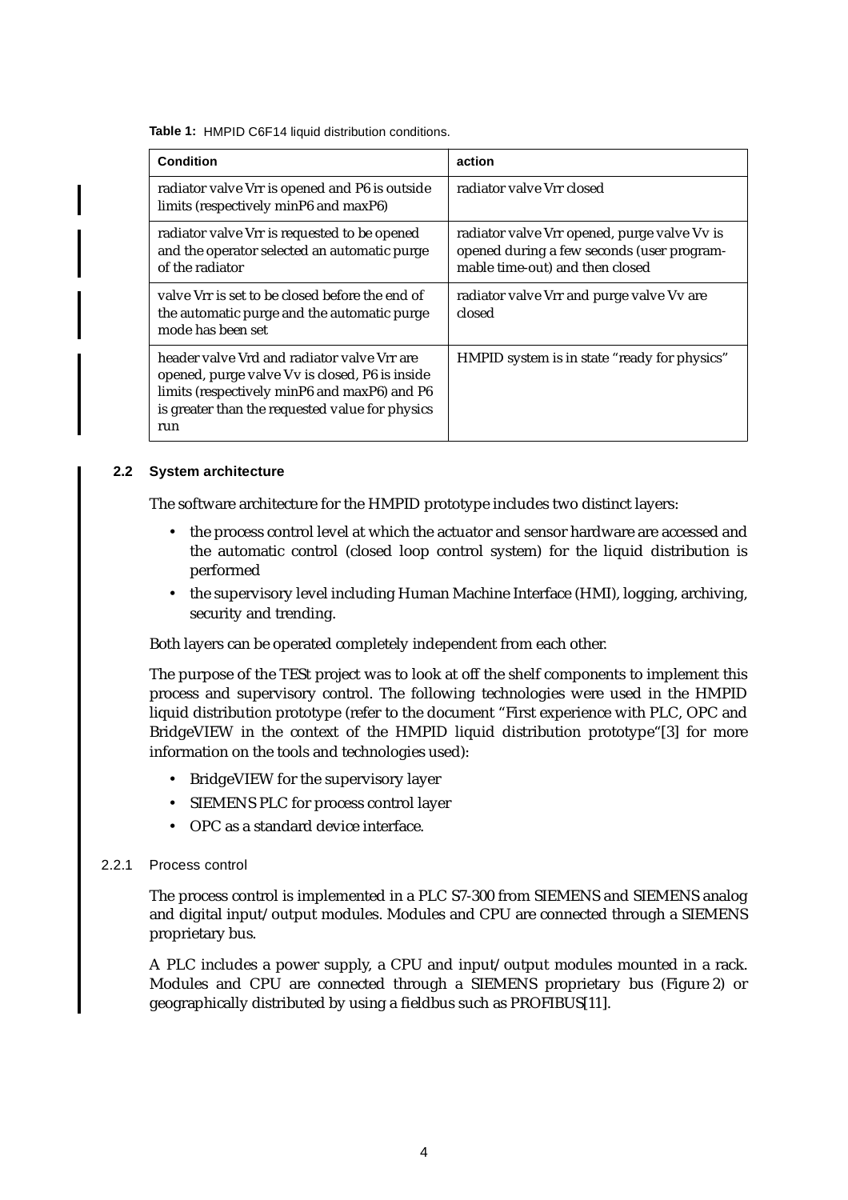**Table 1:** HMPID C6F14 liquid distribution conditions.

| **Condition** | **action** |
|---|---|
| radiator valve Vrr is opened and P6 is outside limits (respectively minP6 and maxP6) | radiator valve Vrr closed |
| radiator valve Vrr is requested to be opened and the operator selected an automatic purge of the radiator | radiator valve Vrr opened, purge valve Vv is opened during a few seconds (user programmable time-out) and then closed |
| valve Vrr is set to be closed before the end of the automatic purge and the automatic purge mode has been set | radiator valve Vrr and purge valve Vv are closed |
| header valve Vrd and radiator valve Vrr are opened, purge valve Vv is closed, P6 is inside limits (respectively minP6 and maxP6) and P6 is greater than the requested value for physics run | HMPID system is in state "ready for physics" |

### 2.2 System architecture

The software architecture for the HMPID prototype includes two distinct layers:

- the process control level at which the actuator and sensor hardware are accessed and the automatic control (closed loop control system) for the liquid distribution is performed
- the supervisory level including Human Machine Interface (HMI), logging, archiving, security and trending.

Both layers can be operated completely independent from each other.

The purpose of the TESt project was to look at off the shelf components to implement this process and supervisory control. The following technologies were used in the HMPID liquid distribution prototype (refer to the document "First experience with PLC, OPC and BridgeVIEW in the context of the HMPID liquid distribution prototype"[3] for more information on the tools and technologies used):

- BridgeVIEW for the supervisory layer
- SIEMENS PLC for process control layer
- OPC as a standard device interface.

#### 2.2.1 Process control

The process control is implemented in a PLC S7-300 from SIEMENS and SIEMENS analog and digital input/output modules. Modules and CPU are connected through a SIEMENS proprietary bus.

A PLC includes a power supply, a CPU and input/output modules mounted in a rack. Modules and CPU are connected through a SIEMENS proprietary bus (Figure 2) or geographically distributed by using a fieldbus such as PROFIBUS[11].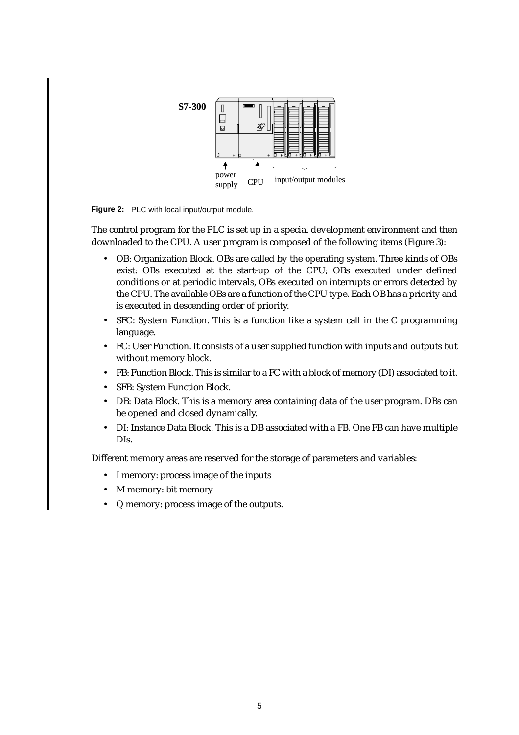**Figure 2:** PLC with local input/output module.

The control program for the PLC is set up in a special development environment and then downloaded to the CPU. A user program is composed of the following items (Figure 3):

- OB: Organization Block. OBs are called by the operating system. Three kinds of OBs exist: OBs executed at the start-up of the CPU; OBs executed under defined conditions or at periodic intervals, OBs executed on interrupts or errors detected by the CPU. The available OBs are a function of the CPU type. Each OB has a priority and is executed in descending order of priority.
- SFC: System Function. This is a function like a system call in the C programming language.
- FC: User Function. It consists of a user supplied function with inputs and outputs but without memory block.
- FB: Function Block. This is similar to a FC with a block of memory (DI) associated to it.
- SFB: System Function Block.
- DB: Data Block. This is a memory area containing data of the user program. DBs can be opened and closed dynamically.
- DI: Instance Data Block. This is a DB associated with a FB. One FB can have multiple DIs.

Different memory areas are reserved for the storage of parameters and variables:

- I memory: process image of the inputs
- M memory: bit memory
- Q memory: process image of the outputs.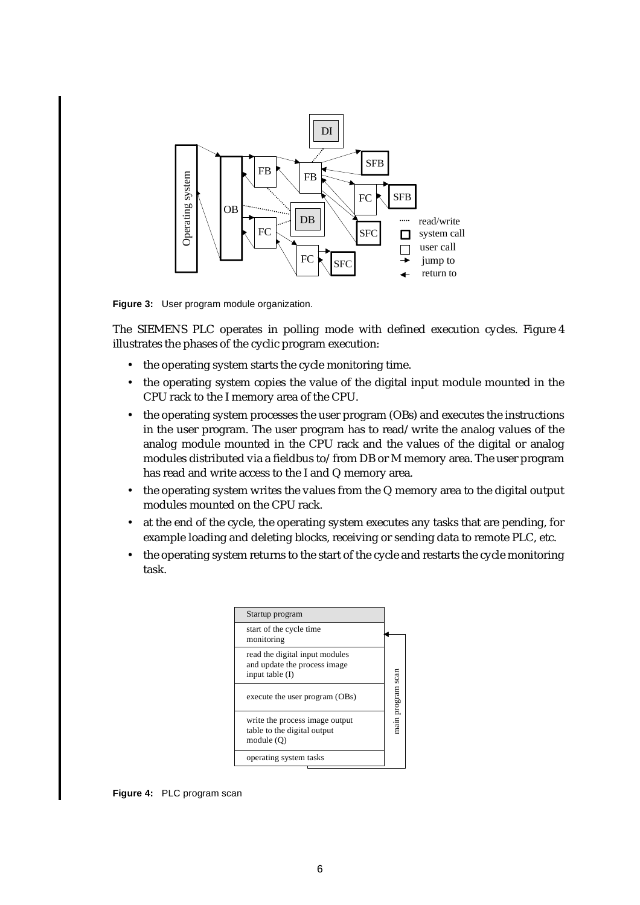**Figure 3:** User program module organization.

The SIEMENS PLC operates in polling mode with defined execution cycles. Figure 4 illustrates the phases of the cyclic program execution:

- the operating system starts the cycle monitoring time.
- the operating system copies the value of the digital input module mounted in the CPU rack to the I memory area of the CPU.
- the operating system processes the user program (OBs) and executes the instructions in the user program. The user program has to read/write the analog values of the analog module mounted in the CPU rack and the values of the digital or analog modules distributed via a fieldbus to/from DB or M memory area. The user program has read and write access to the I and Q memory area.
- the operating system writes the values from the Q memory area to the digital output modules mounted on the CPU rack.
- at the end of the cycle, the operating system executes any tasks that are pending, for example loading and deleting blocks, receiving or sending data to remote PLC, etc.
- the operating system returns to the start of the cycle and restarts the cycle monitoring task.

**Figure 4:** PLC program scan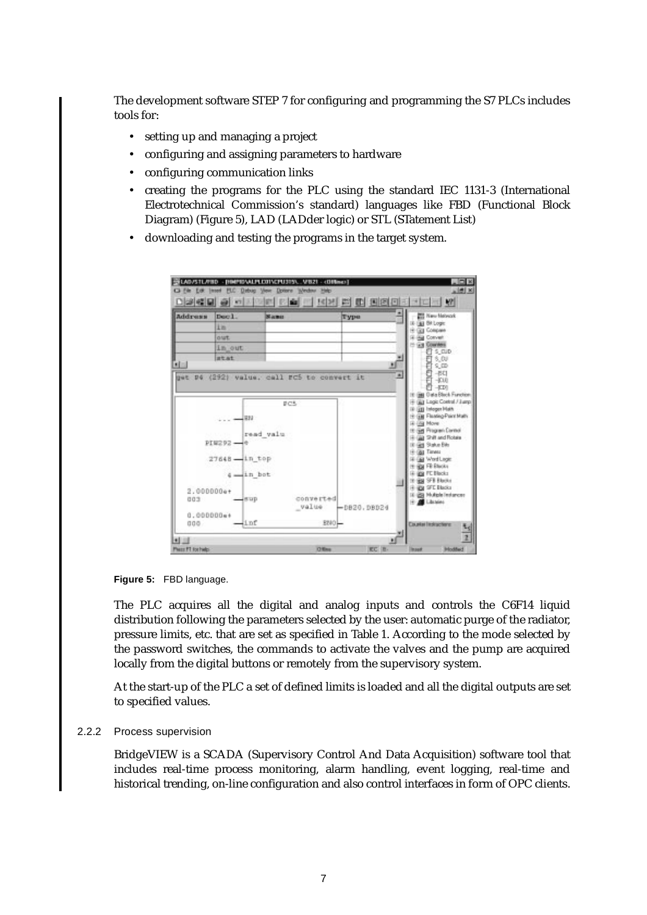The development software STEP 7 for configuring and programming the S7 PLCs includes tools for:

- setting up and managing a project
- configuring and assigning parameters to hardware
- configuring communication links
- creating the programs for the PLC using the standard IEC 1131-3 (International Electrotechnical Commission's standard) languages like FBD (Functional Block Diagram) (Figure 5), LAD (LADder logic) or STL (STatement List)
- downloading and testing the programs in the target system.

**Figure 5:** FBD language.

The PLC acquires all the digital and analog inputs and controls the C6F14 liquid distribution following the parameters selected by the user: automatic purge of the radiator, pressure limits, etc. that are set as specified in Table 1. According to the mode selected by the password switches, the commands to activate the valves and the pump are acquired locally from the digital buttons or remotely from the supervisory system.

At the start-up of the PLC a set of defined limits is loaded and all the digital outputs are set to specified values.

### 2.2.2 Process supervision

BridgeVIEW is a SCADA (Supervisory Control And Data Acquisition) software tool that includes real-time process monitoring, alarm handling, event logging, real-time and historical trending, on-line configuration and also control interfaces in form of OPC clients.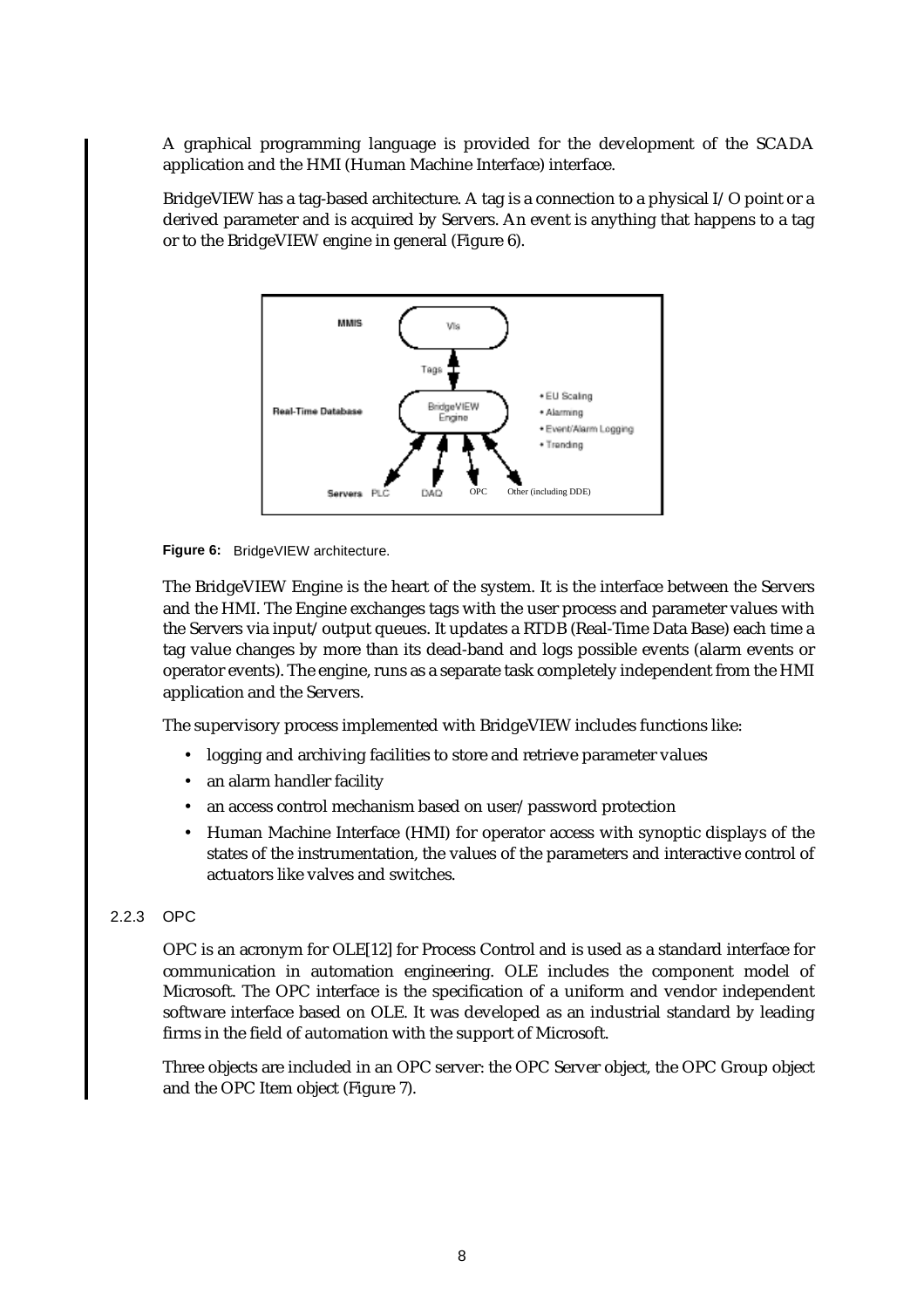A graphical programming language is provided for the development of the SCADA application and the HMI (Human Machine Interface) interface.

BridgeVIEW has a tag-based architecture. A tag is a connection to a physical I/O point or a derived parameter and is acquired by Servers. An event is anything that happens to a tag or to the BridgeVIEW engine in general (Figure 6).

**Figure 6:** BridgeVIEW architecture.

The BridgeVIEW Engine is the heart of the system. It is the interface between the Servers and the HMI. The Engine exchanges tags with the user process and parameter values with the Servers via input/output queues. It updates a RTDB (Real-Time Data Base) each time a tag value changes by more than its dead-band and logs possible events (alarm events or operator events). The engine, runs as a separate task completely independent from the HMI application and the Servers.

The supervisory process implemented with BridgeVIEW includes functions like:

- logging and archiving facilities to store and retrieve parameter values
- an alarm handler facility
- an access control mechanism based on user/password protection
- Human Machine Interface (HMI) for operator access with synoptic displays of the states of the instrumentation, the values of the parameters and interactive control of actuators like valves and switches.

### 2.2.3 OPC

OPC is an acronym for OLE[12] for Process Control and is used as a standard interface for communication in automation engineering. OLE includes the component model of Microsoft. The OPC interface is the specification of a uniform and vendor independent software interface based on OLE. It was developed as an industrial standard by leading firms in the field of automation with the support of Microsoft.

Three objects are included in an OPC server: the OPC Server object, the OPC Group object and the OPC Item object (Figure 7).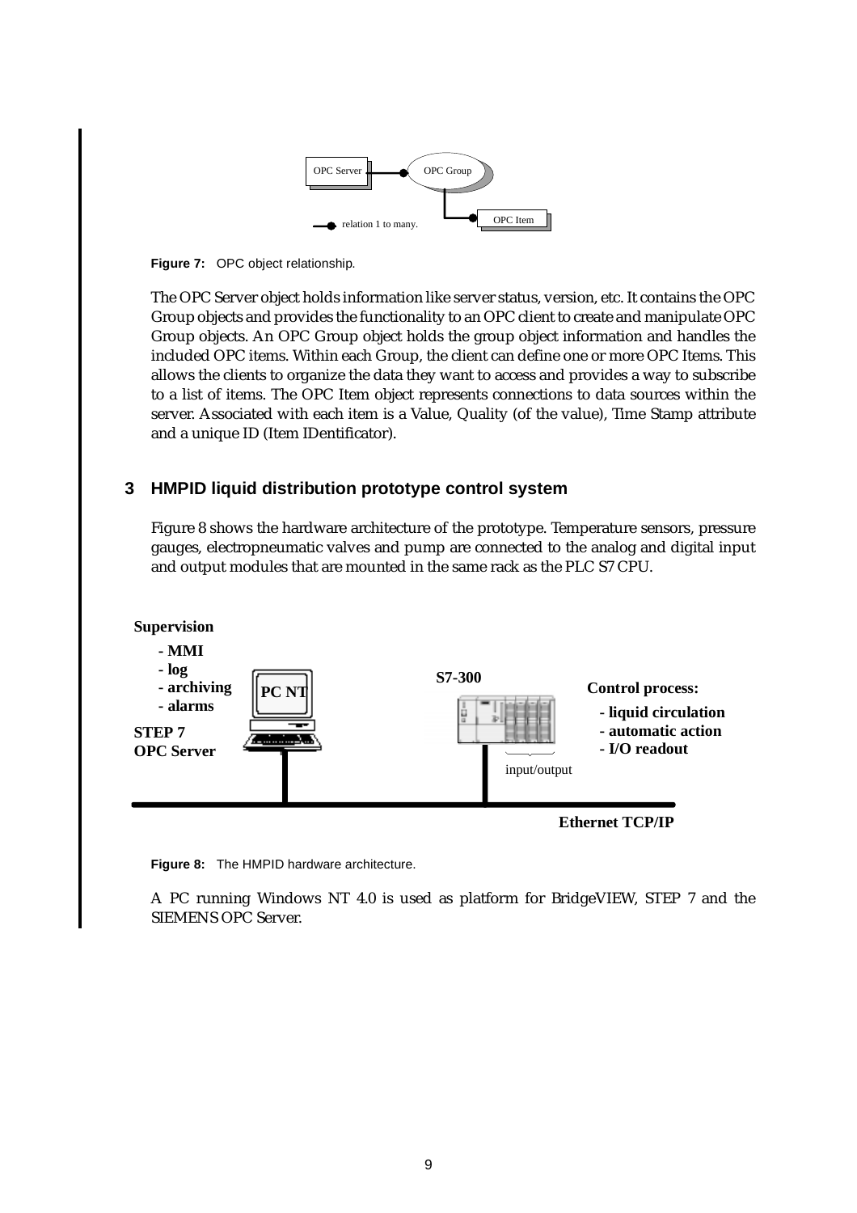Figure 7: OPC object relationship.

The OPC Server object holds information like server status, version, etc. It contains the OPC Group objects and provides the functionality to an OPC client to create and manipulate OPC Group objects. An OPC Group object holds the group object information and handles the included OPC items. Within each Group, the client can define one or more OPC Items. This allows the clients to organize the data they want to access and provides a way to subscribe to a list of items. The OPC Item object represents connections to data sources within the server. Associated with each item is a Value, Quality (of the value), Time Stamp attribute and a unique ID (Item IDentificator).

## 3 HMPID liquid distribution prototype control system

Figure 8 shows the hardware architecture of the prototype. Temperature sensors, pressure gauges, electropneumatic valves and pump are connected to the analog and digital input and output modules that are mounted in the same rack as the PLC S7 CPU.

Figure 8: The HMPID hardware architecture.

A PC running Windows NT 4.0 is used as platform for BridgeVIEW, STEP 7 and the SIEMENS OPC Server.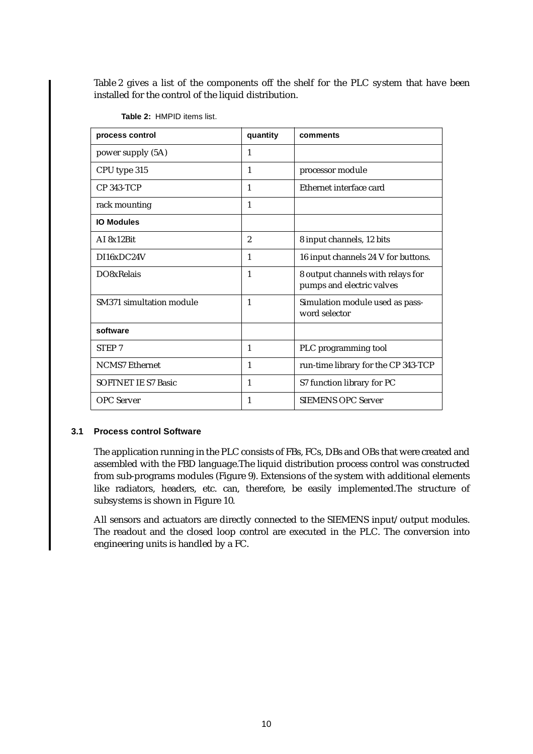Table 2 gives a list of the components off the shelf for the PLC system that have been installed for the control of the liquid distribution.

**Table 2:** HMPID items list.

| **process control** | **quantity** | **comments** |
| --- | --- | --- |
| power supply (5A) | 1 | |
| CPU type 315 | 1 | processor module |
| CP 343-TCP | 1 | Ethernet interface card |
| rack mounting | 1 | |
| **IO Modules** | | |
| AI 8x12Bit | 2 | 8 input channels, 12 bits |
| DI16xDC24V | 1 | 16 input channels 24 V for buttons. |
| DO8xRelais | 1 | 8 output channels with relays for pumps and electric valves |
| SM371 simultation module | 1 | Simulation module used as pass-word selector |
| **software** | | |
| STEP 7 | 1 | PLC programming tool |
| NCMS7 Ethernet | 1 | run-time library for the CP 343-TCP |
| SOFTNET IE S7 Basic | 1 | S7 function library for PC |
| OPC Server | 1 | SIEMENS OPC Server |

### 3.1 Process control Software

The application running in the PLC consists of FBs, FCs, DBs and OBs that were created and assembled with the FBD language.The liquid distribution process control was constructed from sub-programs modules (Figure 9). Extensions of the system with additional elements like radiators, headers, etc. can, therefore, be easily implemented.The structure of subsystems is shown in Figure 10.

All sensors and actuators are directly connected to the SIEMENS input/output modules. The readout and the closed loop control are executed in the PLC. The conversion into engineering units is handled by a FC.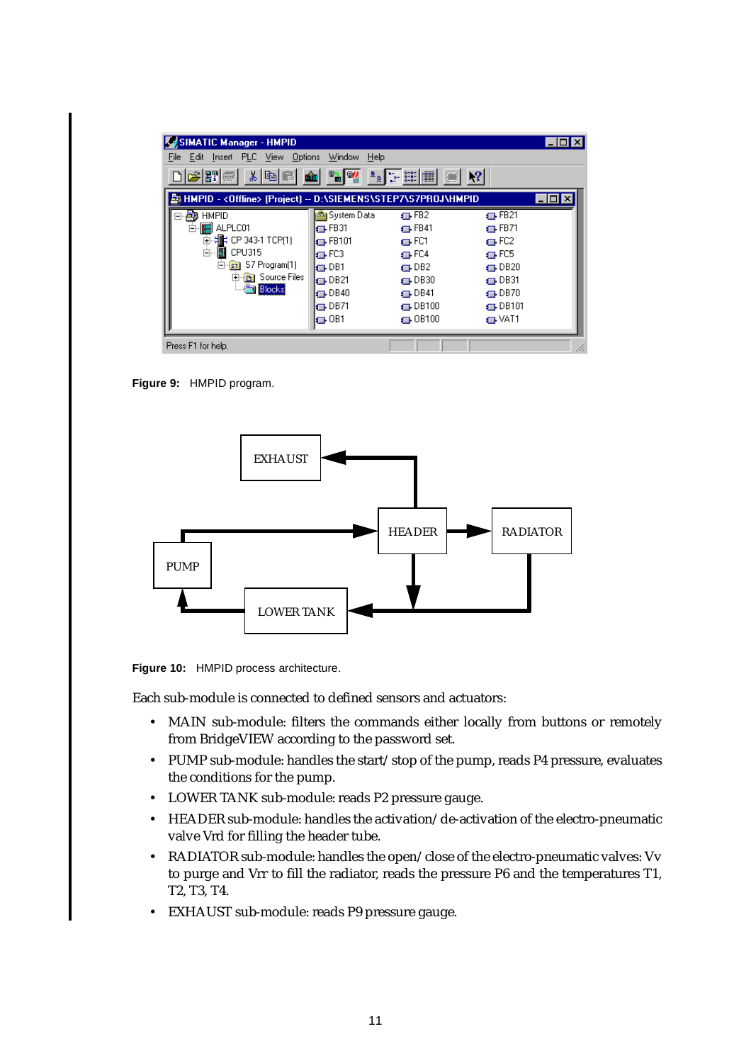**Figure 9:** HMPID program.

**Figure 10:** HMPID process architecture.

Each sub-module is connected to defined sensors and actuators:

- MAIN sub-module: filters the commands either locally from buttons or remotely from BridgeVIEW according to the password set.
- PUMP sub-module: handles the start/stop of the pump, reads P4 pressure, evaluates the conditions for the pump.
- LOWER TANK sub-module: reads P2 pressure gauge.
- HEADER sub-module: handles the activation/de-activation of the electro-pneumatic valve Vrd for filling the header tube.
- RADIATOR sub-module: handles the open/close of the electro-pneumatic valves: Vv to purge and Vrr to fill the radiator, reads the pressure P6 and the temperatures T1, T2, T3, T4.
- EXHAUST sub-module: reads P9 pressure gauge.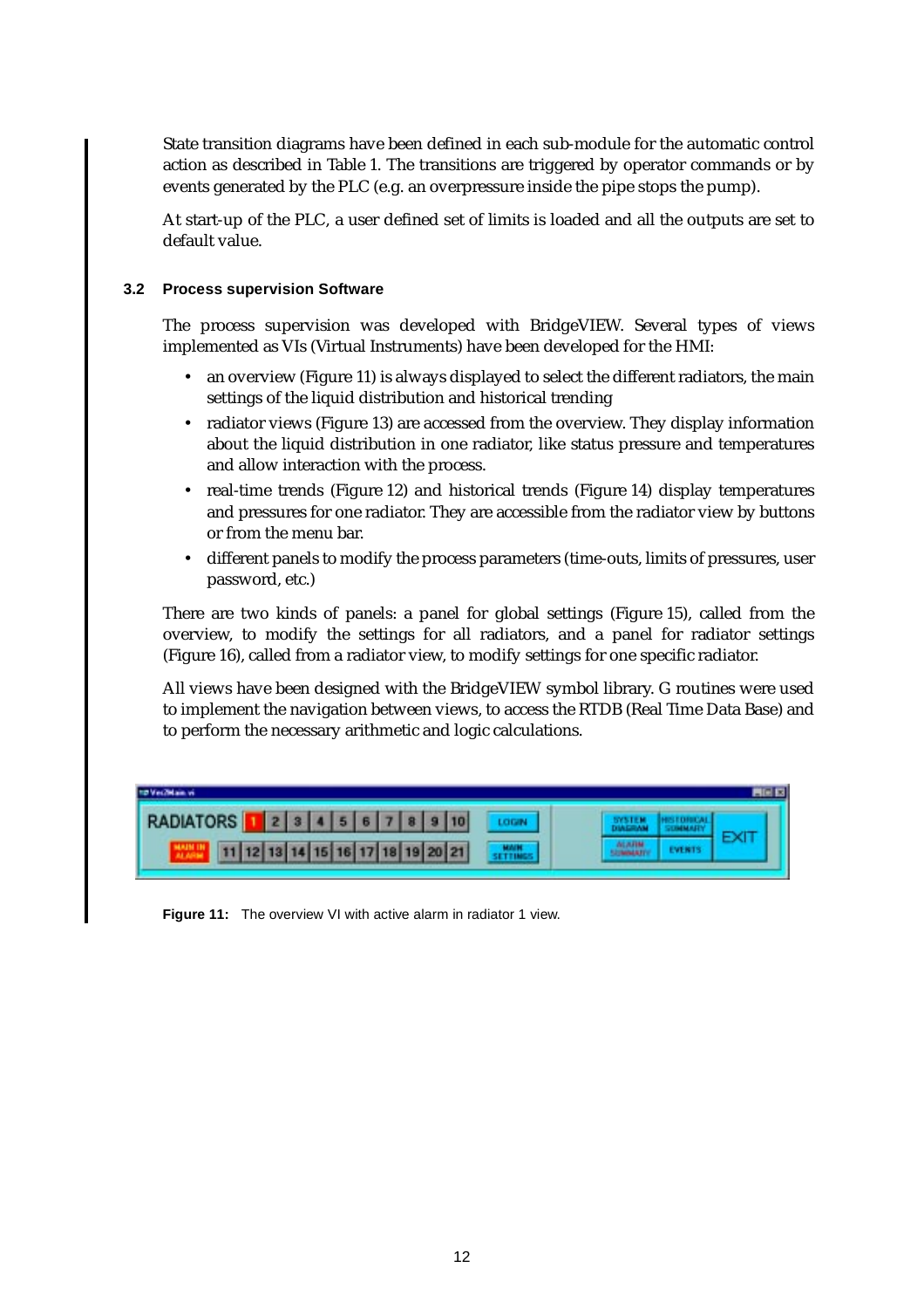State transition diagrams have been defined in each sub-module for the automatic control action as described in Table 1. The transitions are triggered by operator commands or by events generated by the PLC (e.g. an overpressure inside the pipe stops the pump).

At start-up of the PLC, a user defined set of limits is loaded and all the outputs are set to default value.

### 3.2 Process supervision Software

The process supervision was developed with BridgeVIEW. Several types of views implemented as VIs (Virtual Instruments) have been developed for the HMI:

- an overview (Figure 11) is always displayed to select the different radiators, the main settings of the liquid distribution and historical trending
- radiator views (Figure 13) are accessed from the overview. They display information about the liquid distribution in one radiator, like status pressure and temperatures and allow interaction with the process.
- real-time trends (Figure 12) and historical trends (Figure 14) display temperatures and pressures for one radiator. They are accessible from the radiator view by buttons or from the menu bar.
- different panels to modify the process parameters (time-outs, limits of pressures, user password, etc.)

There are two kinds of panels: a panel for global settings (Figure 15), called from the overview, to modify the settings for all radiators, and a panel for radiator settings (Figure 16), called from a radiator view, to modify settings for one specific radiator.

All views have been designed with the BridgeVIEW symbol library. G routines were used to implement the navigation between views, to access the RTDB (Real Time Data Base) and to perform the necessary arithmetic and logic calculations.

**Figure 11:** The overview VI with active alarm in radiator 1 view.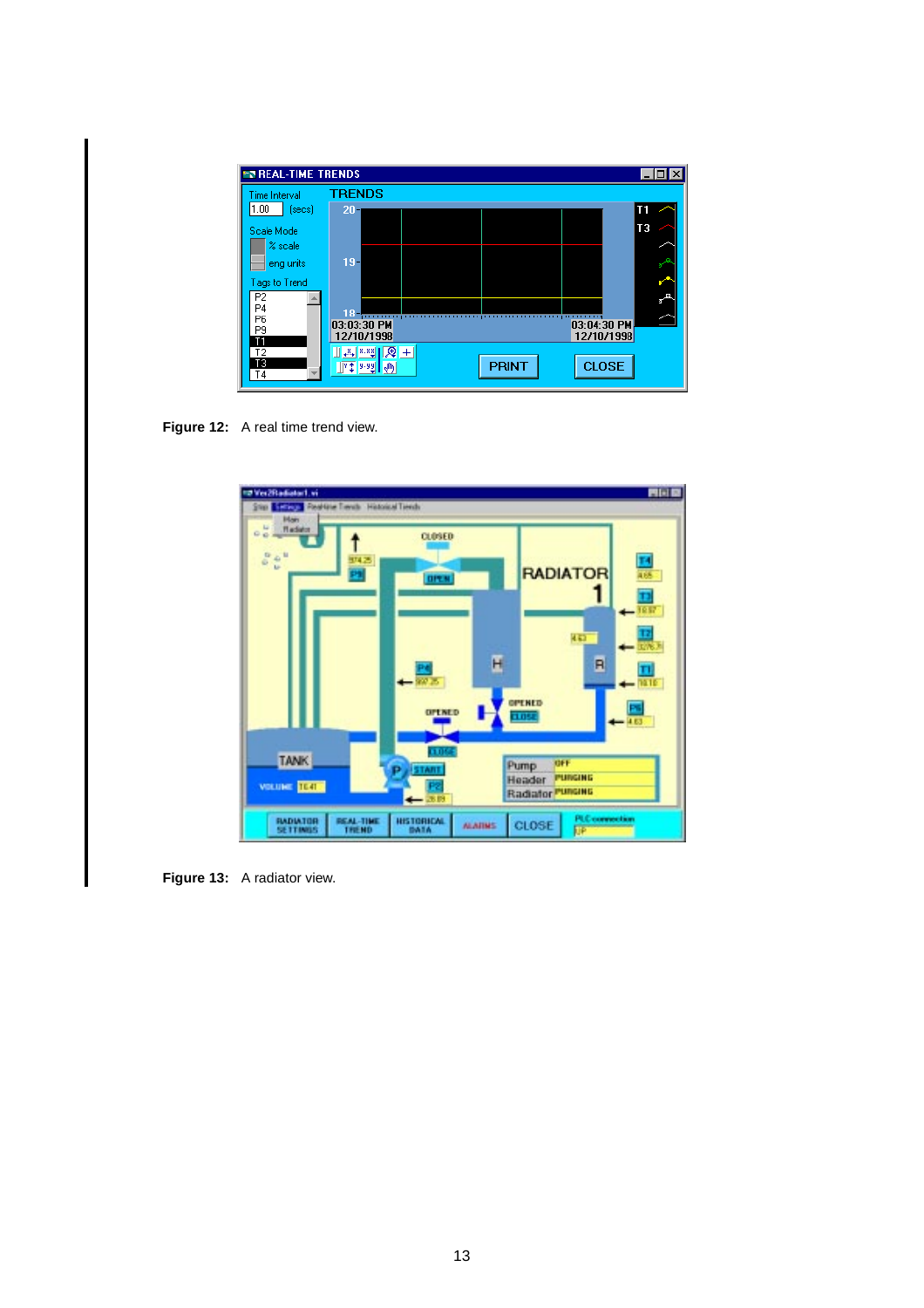**Figure 12:** A real time trend view.

**Figure 13:** A radiator view.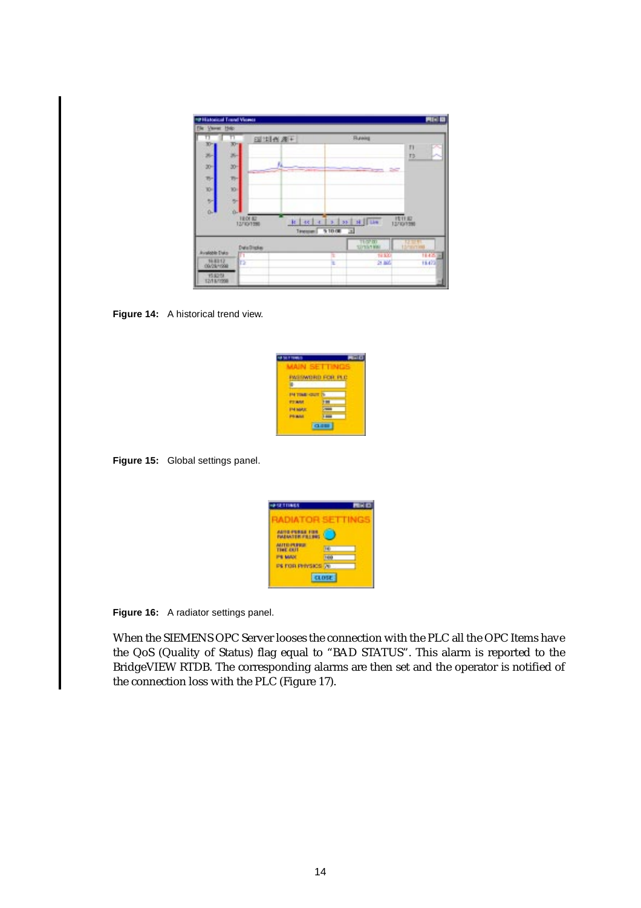**Figure 14:** A historical trend view.

**Figure 15:** Global settings panel.

**Figure 16:** A radiator settings panel.

When the SIEMENS OPC Server looses the connection with the PLC all the OPC Items have the QoS (Quality of Status) flag equal to “BAD STATUS”. This alarm is reported to the BridgeVIEW RTDB. The corresponding alarms are then set and the operator is notified of the connection loss with the PLC (Figure 17).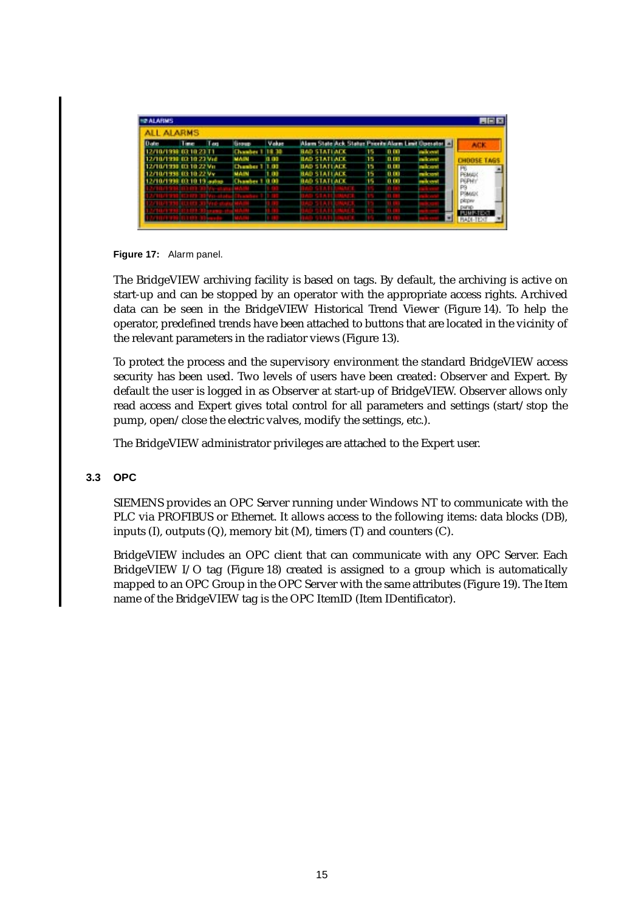**Figure 17:** Alarm panel.

The BridgeVIEW archiving facility is based on tags. By default, the archiving is active on start-up and can be stopped by an operator with the appropriate access rights. Archived data can be seen in the BridgeVIEW Historical Trend Viewer (Figure 14). To help the operator, predefined trends have been attached to buttons that are located in the vicinity of the relevant parameters in the radiator views (Figure 13).

To protect the process and the supervisory environment the standard BridgeVIEW access security has been used. Two levels of users have been created: Observer and Expert. By default the user is logged in as Observer at start-up of BridgeVIEW. Observer allows only read access and Expert gives total control for all parameters and settings (start/stop the pump, open/close the electric valves, modify the settings, etc.).

The BridgeVIEW administrator privileges are attached to the Expert user.

### 3.3 OPC

SIEMENS provides an OPC Server running under Windows NT to communicate with the PLC via PROFIBUS or Ethernet. It allows access to the following items: data blocks (DB), inputs (I), outputs (Q), memory bit (M), timers (T) and counters (C).

BridgeVIEW includes an OPC client that can communicate with any OPC Server. Each BridgeVIEW I/O tag (Figure 18) created is assigned to a group which is automatically mapped to an OPC Group in the OPC Server with the same attributes (Figure 19). The Item name of the BridgeVIEW tag is the OPC ItemID (Item IDentificator).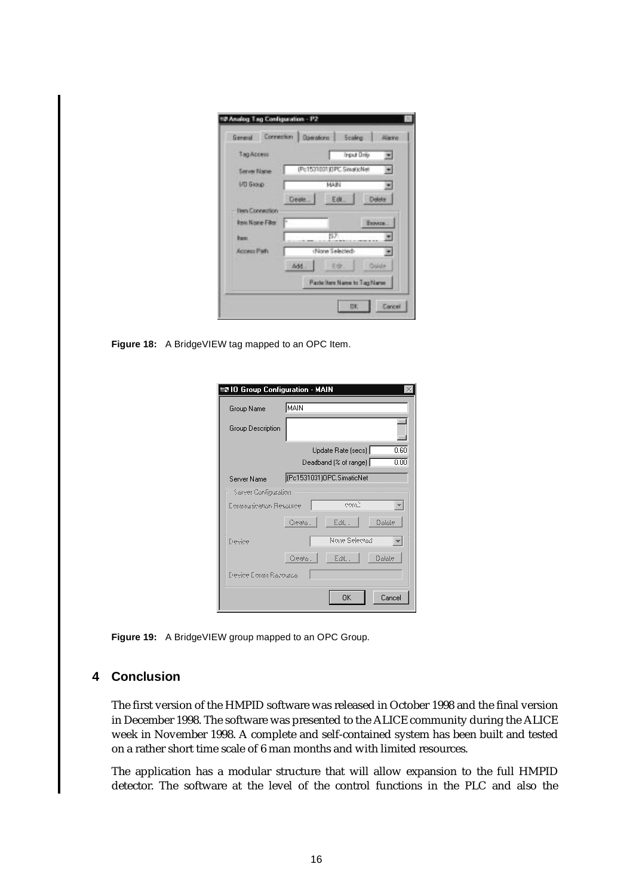Figure 18: A BridgeVIEW tag mapped to an OPC Item.

Figure 19: A BridgeVIEW group mapped to an OPC Group.

## 4 Conclusion

The first version of the HMPID software was released in October 1998 and the final version in December 1998. The software was presented to the ALICE community during the ALICE week in November 1998. A complete and self-contained system has been built and tested on a rather short time scale of 6 man months and with limited resources.

The application has a modular structure that will allow expansion to the full HMPID detector. The software at the level of the control functions in the PLC and also the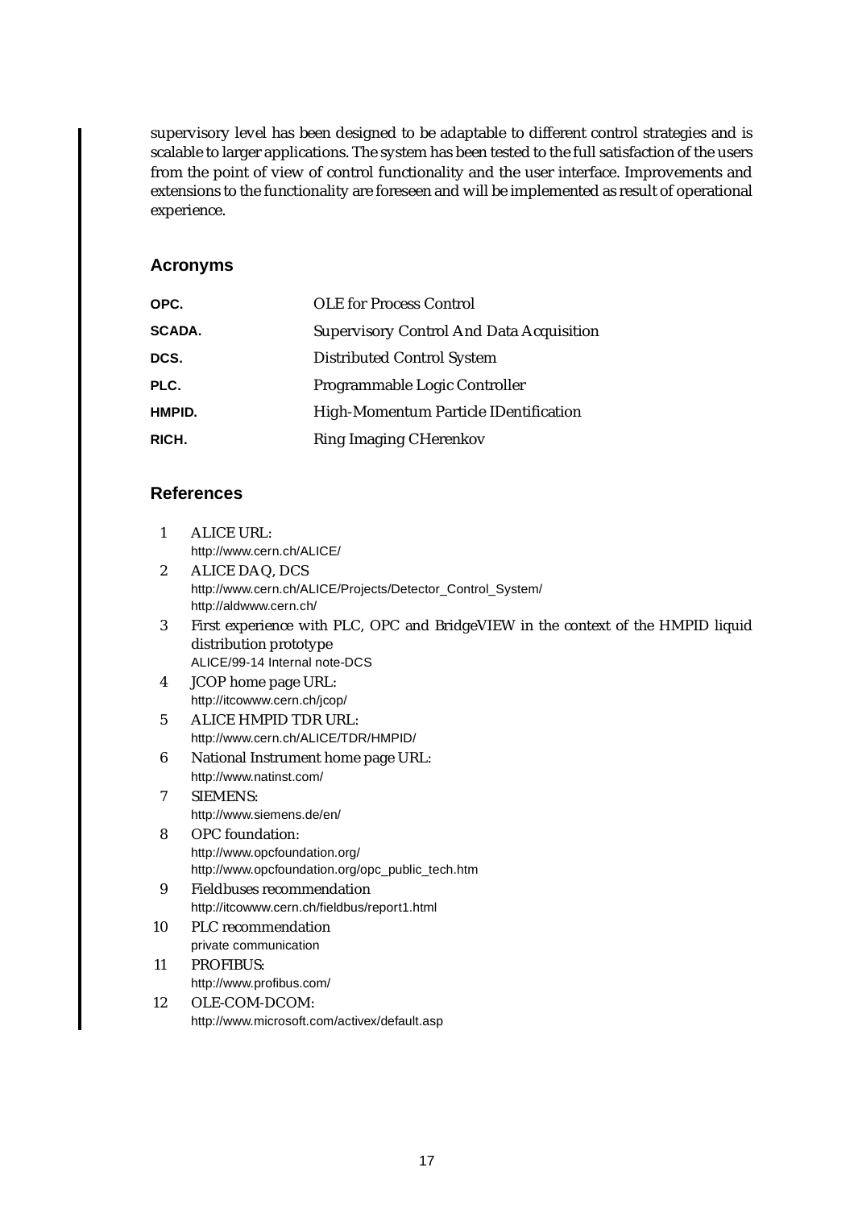supervisory level has been designed to be adaptable to different control strategies and is scalable to larger applications. The system has been tested to the full satisfaction of the users from the point of view of control functionality and the user interface. Improvements and extensions to the functionality are foreseen and will be implemented as result of operational experience.

## Acronyms

| | |
|---|---|
| **OPC.** | OLE for Process Control |
| **SCADA.** | Supervisory Control And Data Acquisition |
| **DCS.** | Distributed Control System |
| **PLC.** | Programmable Logic Controller |
| **HMPID.** | High-Momentum Particle IDentification |
| **RICH.** | Ring Imaging CHerenkov |

## References

1. ALICE URL:
   http://www.cern.ch/ALICE/
2. ALICE DAQ, DCS
   http://www.cern.ch/ALICE/Projects/Detector_Control_System/
   http://aldwww.cern.ch/
3. First experience with PLC, OPC and BridgeVIEW in the context of the HMPID liquid distribution prototype
   ALICE/99-14 Internal note-DCS
4. JCOP home page URL:
   http://itcowww.cern.ch/jcop/
5. ALICE HMPID TDR URL:
   http://www.cern.ch/ALICE/TDR/HMPID/
6. National Instrument home page URL:
   http://www.natinst.com/
7. SIEMENS:
   http://www.siemens.de/en/
8. OPC foundation:
   http://www.opcfoundation.org/
   http://www.opcfoundation.org/opc_public_tech.htm
9. Fieldbuses recommendation
   http://itcowww.cern.ch/fieldbus/report1.html
10. PLC recommendation
    private communication
11. PROFIBUS:
    http://www.profibus.com/
12. OLE-COM-DCOM:
    http://www.microsoft.com/activex/default.asp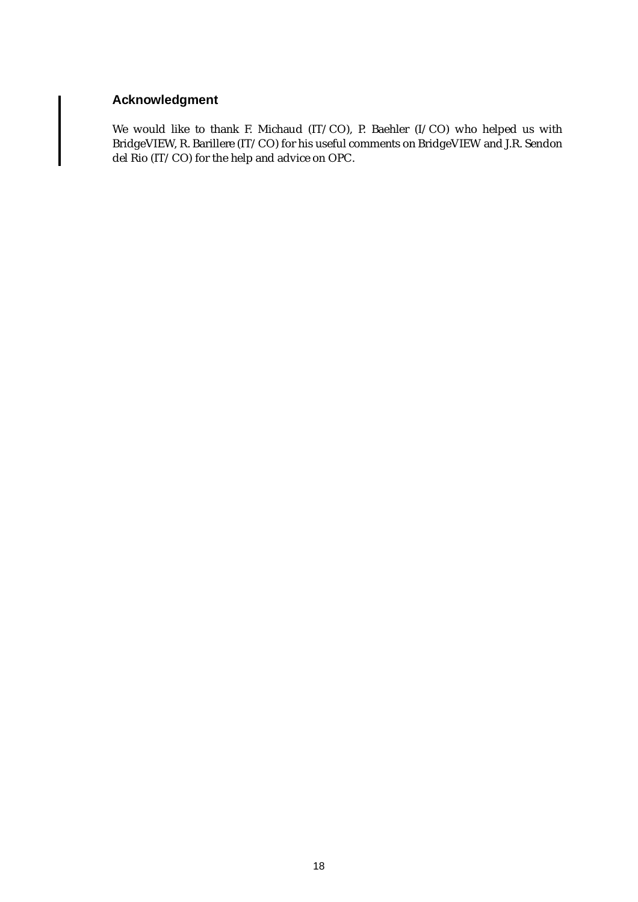## Acknowledgment

We would like to thank F. Michaud (IT/CO), P. Baehler (I/CO) who helped us with BridgeVIEW, R. Barillere (IT/CO) for his useful comments on BridgeVIEW and J.R. Sendon del Rio (IT/CO) for the help and advice on OPC.